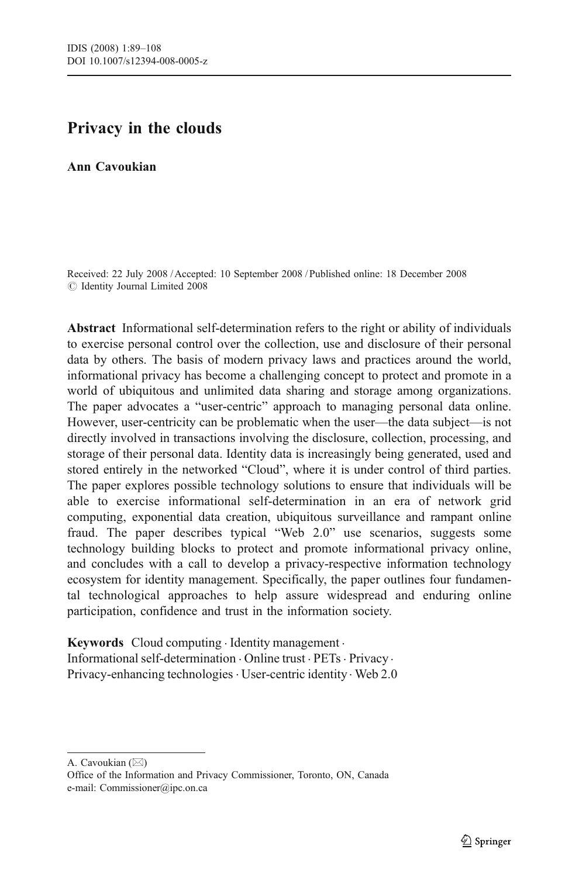# Privacy in the clouds

**Ann Cavoukian**

Received: 22 July 2008 / Accepted: 10 September 2008 / Published online: 18 December 2008
© Identity Journal Limited 2008

**Abstract** Informational self-determination refers to the right or ability of individuals to exercise personal control over the collection, use and disclosure of their personal data by others. The basis of modern privacy laws and practices around the world, informational privacy has become a challenging concept to protect and promote in a world of ubiquitous and unlimited data sharing and storage among organizations. The paper advocates a "user-centric" approach to managing personal data online. However, user-centricity can be problematic when the user—the data subject—is not directly involved in transactions involving the disclosure, collection, processing, and storage of their personal data. Identity data is increasingly being generated, used and stored entirely in the networked "Cloud", where it is under control of third parties. The paper explores possible technology solutions to ensure that individuals will be able to exercise informational self-determination in an era of network grid computing, exponential data creation, ubiquitous surveillance and rampant online fraud. The paper describes typical "Web 2.0" use scenarios, suggests some technology building blocks to protect and promote informational privacy online, and concludes with a call to develop a privacy-respective information technology ecosystem for identity management. Specifically, the paper outlines four fundamental technological approaches to help assure widespread and enduring online participation, confidence and trust in the information society.

**Keywords** Cloud computing · Identity management · Informational self-determination · Online trust · PETs · Privacy · Privacy-enhancing technologies · User-centric identity · Web 2.0

A. Cavoukian (✉)
Office of the Information and Privacy Commissioner, Toronto, ON, Canada
e-mail: Commissioner@ipc.on.ca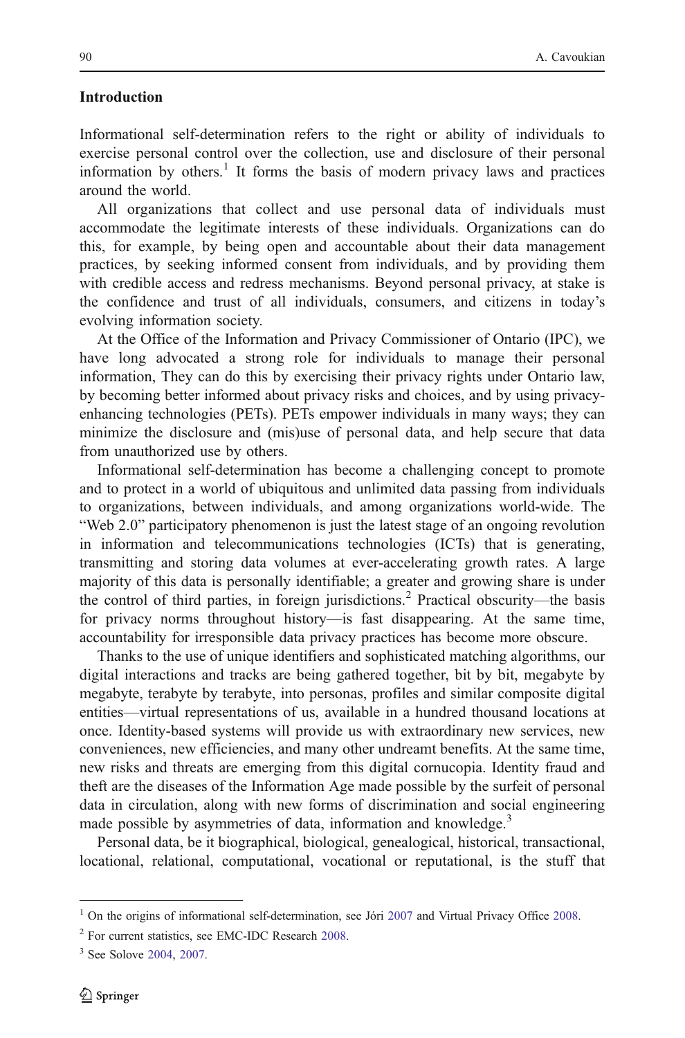## Introduction

Informational self-determination refers to the right or ability of individuals to exercise personal control over the collection, use and disclosure of their personal information by others.[1] It forms the basis of modern privacy laws and practices around the world.

All organizations that collect and use personal data of individuals must accommodate the legitimate interests of these individuals. Organizations can do this, for example, by being open and accountable about their data management practices, by seeking informed consent from individuals, and by providing them with credible access and redress mechanisms. Beyond personal privacy, at stake is the confidence and trust of all individuals, consumers, and citizens in today's evolving information society.

At the Office of the Information and Privacy Commissioner of Ontario (IPC), we have long advocated a strong role for individuals to manage their personal information, They can do this by exercising their privacy rights under Ontario law, by becoming better informed about privacy risks and choices, and by using privacy-enhancing technologies (PETs). PETs empower individuals in many ways; they can minimize the disclosure and (mis)use of personal data, and help secure that data from unauthorized use by others.

Informational self-determination has become a challenging concept to promote and to protect in a world of ubiquitous and unlimited data passing from individuals to organizations, between individuals, and among organizations world-wide. The "Web 2.0" participatory phenomenon is just the latest stage of an ongoing revolution in information and telecommunications technologies (ICTs) that is generating, transmitting and storing data volumes at ever-accelerating growth rates. A large majority of this data is personally identifiable; a greater and growing share is under the control of third parties, in foreign jurisdictions.[2] Practical obscurity—the basis for privacy norms throughout history—is fast disappearing. At the same time, accountability for irresponsible data privacy practices has become more obscure.

Thanks to the use of unique identifiers and sophisticated matching algorithms, our digital interactions and tracks are being gathered together, bit by bit, megabyte by megabyte, terabyte by terabyte, into personas, profiles and similar composite digital entities—virtual representations of us, available in a hundred thousand locations at once. Identity-based systems will provide us with extraordinary new services, new conveniences, new efficiencies, and many other undreamt benefits. At the same time, new risks and threats are emerging from this digital cornucopia. Identity fraud and theft are the diseases of the Information Age made possible by the surfeit of personal data in circulation, along with new forms of discrimination and social engineering made possible by asymmetries of data, information and knowledge.[3]

Personal data, be it biographical, biological, genealogical, historical, transactional, locational, relational, computational, vocational or reputational, is the stuff that

---

[1] On the origins of informational self-determination, see Jóri 2007 and Virtual Privacy Office 2008.

[2] For current statistics, see EMC-IDC Research 2008.

[3] See Solove 2004, 2007.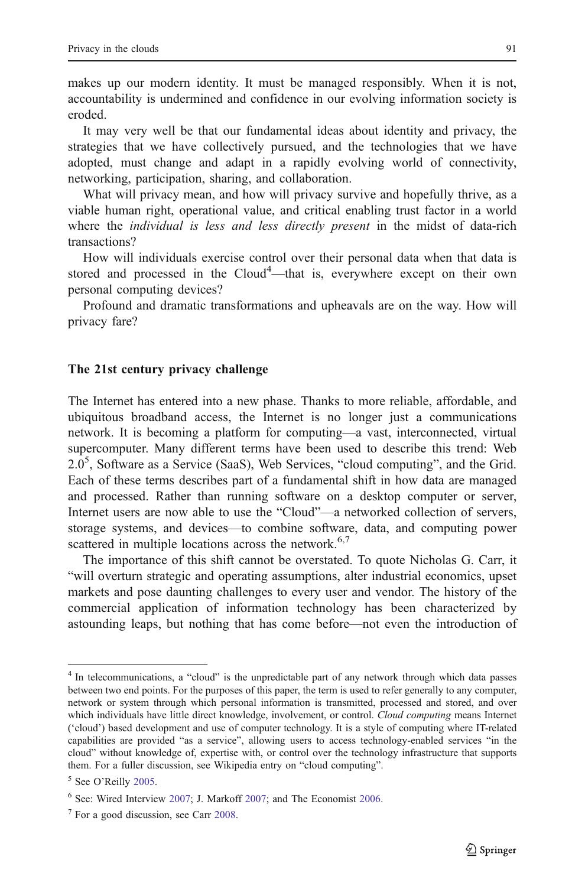makes up our modern identity. It must be managed responsibly. When it is not, accountability is undermined and confidence in our evolving information society is eroded.

It may very well be that our fundamental ideas about identity and privacy, the strategies that we have collectively pursued, and the technologies that we have adopted, must change and adapt in a rapidly evolving world of connectivity, networking, participation, sharing, and collaboration.

What will privacy mean, and how will privacy survive and hopefully thrive, as a viable human right, operational value, and critical enabling trust factor in a world where the *individual is less and less directly present* in the midst of data-rich transactions?

How will individuals exercise control over their personal data when that data is stored and processed in the Cloud[4]—that is, everywhere except on their own personal computing devices?

Profound and dramatic transformations and upheavals are on the way. How will privacy fare?

## The 21st century privacy challenge

The Internet has entered into a new phase. Thanks to more reliable, affordable, and ubiquitous broadband access, the Internet is no longer just a communications network. It is becoming a platform for computing—a vast, interconnected, virtual supercomputer. Many different terms have been used to describe this trend: Web 2.0[5], Software as a Service (SaaS), Web Services, "cloud computing", and the Grid. Each of these terms describes part of a fundamental shift in how data are managed and processed. Rather than running software on a desktop computer or server, Internet users are now able to use the "Cloud"—a networked collection of servers, storage systems, and devices—to combine software, data, and computing power scattered in multiple locations across the network.[6,7]

The importance of this shift cannot be overstated. To quote Nicholas G. Carr, it "will overturn strategic and operating assumptions, alter industrial economics, upset markets and pose daunting challenges to every user and vendor. The history of the commercial application of information technology has been characterized by astounding leaps, but nothing that has come before—not even the introduction of

---

[4] In telecommunications, a "cloud" is the unpredictable part of any network through which data passes between two end points. For the purposes of this paper, the term is used to refer generally to any computer, network or system through which personal information is transmitted, processed and stored, and over which individuals have little direct knowledge, involvement, or control. *Cloud computing* means Internet ('cloud') based development and use of computer technology. It is a style of computing where IT-related capabilities are provided "as a service", allowing users to access technology-enabled services "in the cloud" without knowledge of, expertise with, or control over the technology infrastructure that supports them. For a fuller discussion, see Wikipedia entry on "cloud computing".

[5] See O'Reilly 2005.

[6] See: Wired Interview 2007; J. Markoff 2007; and The Economist 2006.

[7] For a good discussion, see Carr 2008.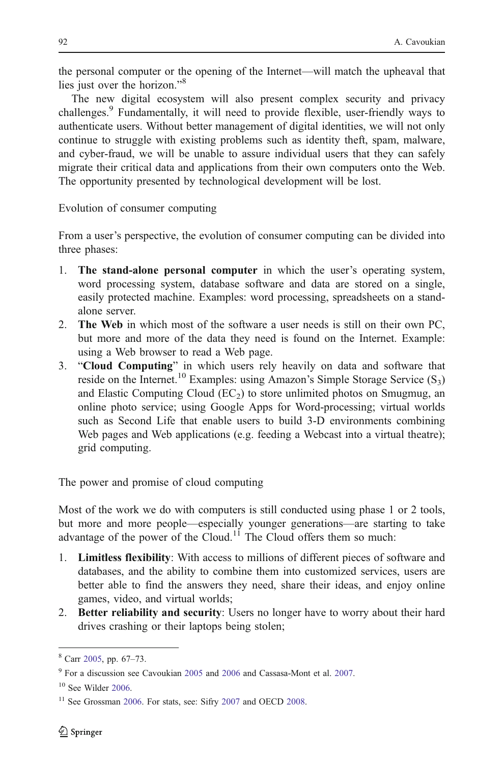the personal computer or the opening of the Internet—will match the upheaval that lies just over the horizon."[8]

The new digital ecosystem will also present complex security and privacy challenges.[9] Fundamentally, it will need to provide flexible, user-friendly ways to authenticate users. Without better management of digital identities, we will not only continue to struggle with existing problems such as identity theft, spam, malware, and cyber-fraud, we will be unable to assure individual users that they can safely migrate their critical data and applications from their own computers onto the Web. The opportunity presented by technological development will be lost.

### Evolution of consumer computing

From a user's perspective, the evolution of consumer computing can be divided into three phases:

1. **The stand-alone personal computer** in which the user's operating system, word processing system, database software and data are stored on a single, easily protected machine. Examples: word processing, spreadsheets on a stand-alone server.
2. **The Web** in which most of the software a user needs is still on their own PC, but more and more of the data they need is found on the Internet. Example: using a Web browser to read a Web page.
3. "**Cloud Computing**" in which users rely heavily on data and software that reside on the Internet.[10] Examples: using Amazon's Simple Storage Service ($S_3$) and Elastic Computing Cloud ($EC_2$) to store unlimited photos on Smugmug, an online photo service; using Google Apps for Word-processing; virtual worlds such as Second Life that enable users to build 3-D environments combining Web pages and Web applications (e.g. feeding a Webcast into a virtual theatre); grid computing.

### The power and promise of cloud computing

Most of the work we do with computers is still conducted using phase 1 or 2 tools, but more and more people—especially younger generations—are starting to take advantage of the power of the Cloud.[11] The Cloud offers them so much:

1. **Limitless flexibility**: With access to millions of different pieces of software and databases, and the ability to combine them into customized services, users are better able to find the answers they need, share their ideas, and enjoy online games, video, and virtual worlds;
2. **Better reliability and security**: Users no longer have to worry about their hard drives crashing or their laptops being stolen;

---

[8] Carr 2005, pp. 67–73.

[9] For a discussion see Cavoukian 2005 and 2006 and Cassasa-Mont et al. 2007.

[10] See Wilder 2006.

[11] See Grossman 2006. For stats, see: Sifry 2007 and OECD 2008.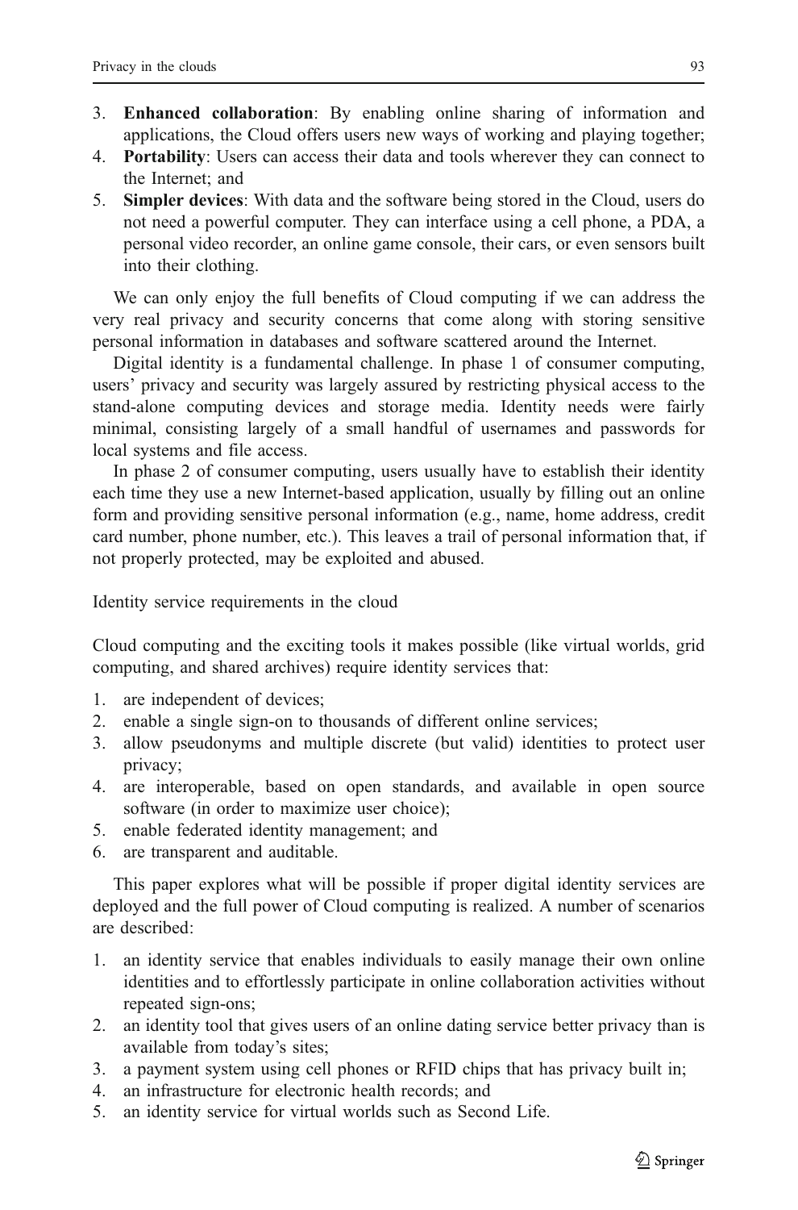3. **Enhanced collaboration**: By enabling online sharing of information and applications, the Cloud offers users new ways of working and playing together;
4. **Portability**: Users can access their data and tools wherever they can connect to the Internet; and
5. **Simpler devices**: With data and the software being stored in the Cloud, users do not need a powerful computer. They can interface using a cell phone, a PDA, a personal video recorder, an online game console, their cars, or even sensors built into their clothing.

We can only enjoy the full benefits of Cloud computing if we can address the very real privacy and security concerns that come along with storing sensitive personal information in databases and software scattered around the Internet.

Digital identity is a fundamental challenge. In phase 1 of consumer computing, users' privacy and security was largely assured by restricting physical access to the stand-alone computing devices and storage media. Identity needs were fairly minimal, consisting largely of a small handful of usernames and passwords for local systems and file access.

In phase 2 of consumer computing, users usually have to establish their identity each time they use a new Internet-based application, usually by filling out an online form and providing sensitive personal information (e.g., name, home address, credit card number, phone number, etc.). This leaves a trail of personal information that, if not properly protected, may be exploited and abused.

## Identity service requirements in the cloud

Cloud computing and the exciting tools it makes possible (like virtual worlds, grid computing, and shared archives) require identity services that:

1. are independent of devices;
2. enable a single sign-on to thousands of different online services;
3. allow pseudonyms and multiple discrete (but valid) identities to protect user privacy;
4. are interoperable, based on open standards, and available in open source software (in order to maximize user choice);
5. enable federated identity management; and
6. are transparent and auditable.

This paper explores what will be possible if proper digital identity services are deployed and the full power of Cloud computing is realized. A number of scenarios are described:

1. an identity service that enables individuals to easily manage their own online identities and to effortlessly participate in online collaboration activities without repeated sign-ons;
2. an identity tool that gives users of an online dating service better privacy than is available from today's sites;
3. a payment system using cell phones or RFID chips that has privacy built in;
4. an infrastructure for electronic health records; and
5. an identity service for virtual worlds such as Second Life.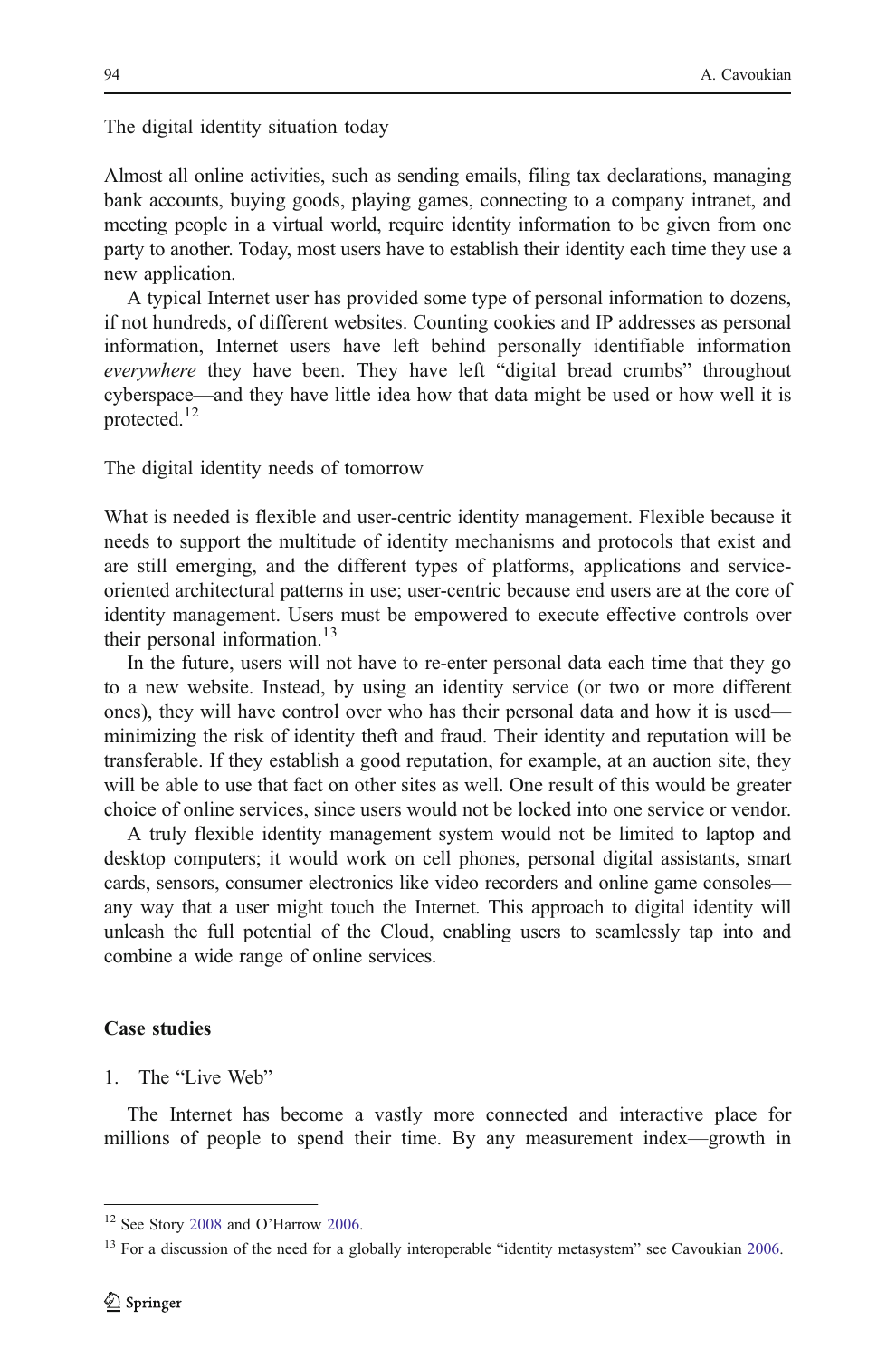The digital identity situation today

Almost all online activities, such as sending emails, filing tax declarations, managing bank accounts, buying goods, playing games, connecting to a company intranet, and meeting people in a virtual world, require identity information to be given from one party to another. Today, most users have to establish their identity each time they use a new application.

A typical Internet user has provided some type of personal information to dozens, if not hundreds, of different websites. Counting cookies and IP addresses as personal information, Internet users have left behind personally identifiable information *everywhere* they have been. They have left "digital bread crumbs" throughout cyberspace—and they have little idea how that data might be used or how well it is protected.[12]

The digital identity needs of tomorrow

What is needed is flexible and user-centric identity management. Flexible because it needs to support the multitude of identity mechanisms and protocols that exist and are still emerging, and the different types of platforms, applications and service-oriented architectural patterns in use; user-centric because end users are at the core of identity management. Users must be empowered to execute effective controls over their personal information.[13]

In the future, users will not have to re-enter personal data each time that they go to a new website. Instead, by using an identity service (or two or more different ones), they will have control over who has their personal data and how it is used—minimizing the risk of identity theft and fraud. Their identity and reputation will be transferable. If they establish a good reputation, for example, at an auction site, they will be able to use that fact on other sites as well. One result of this would be greater choice of online services, since users would not be locked into one service or vendor.

A truly flexible identity management system would not be limited to laptop and desktop computers; it would work on cell phones, personal digital assistants, smart cards, sensors, consumer electronics like video recorders and online game consoles—any way that a user might touch the Internet. This approach to digital identity will unleash the full potential of the Cloud, enabling users to seamlessly tap into and combine a wide range of online services.

## Case studies

1. The "Live Web"

The Internet has become a vastly more connected and interactive place for millions of people to spend their time. By any measurement index—growth in

---

[12] See Story 2008 and O'Harrow 2006.

[13] For a discussion of the need for a globally interoperable "identity metasystem" see Cavoukian 2006.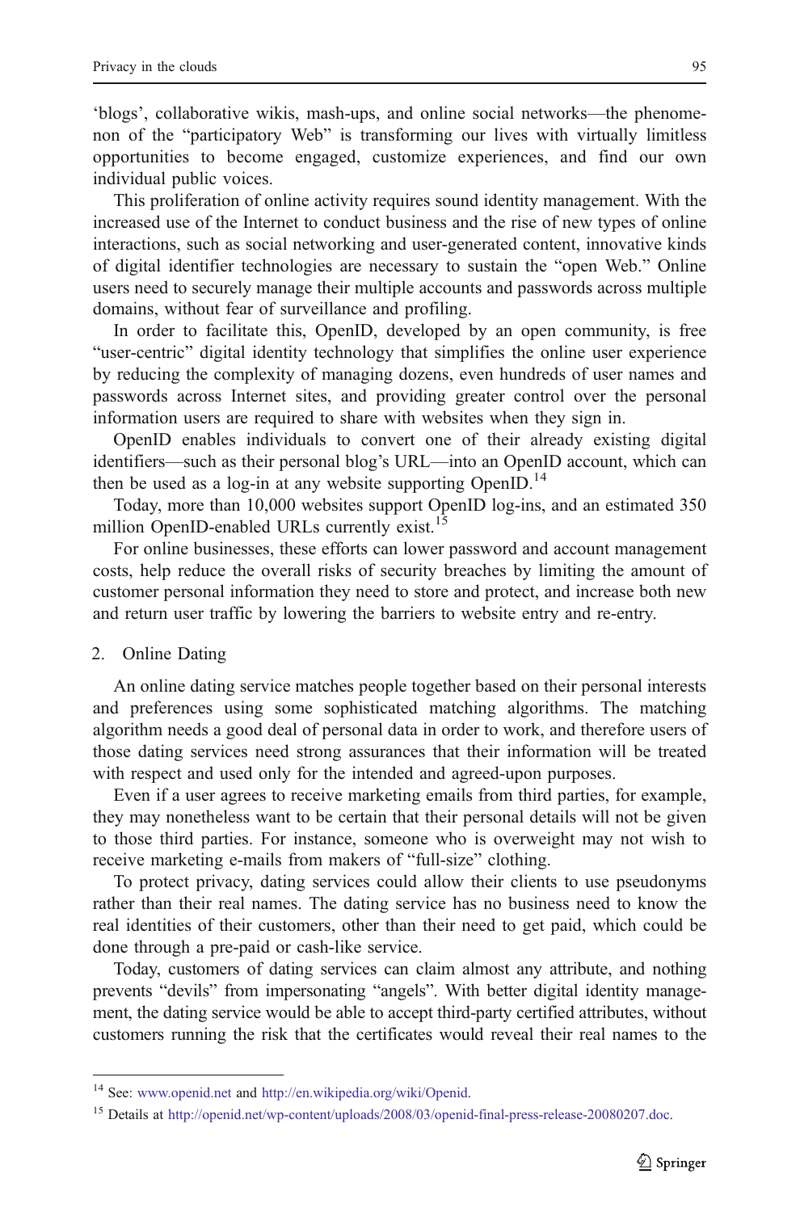'blogs', collaborative wikis, mash-ups, and online social networks—the phenomenon of the "participatory Web" is transforming our lives with virtually limitless opportunities to become engaged, customize experiences, and find our own individual public voices.

This proliferation of online activity requires sound identity management. With the increased use of the Internet to conduct business and the rise of new types of online interactions, such as social networking and user-generated content, innovative kinds of digital identifier technologies are necessary to sustain the "open Web." Online users need to securely manage their multiple accounts and passwords across multiple domains, without fear of surveillance and profiling.

In order to facilitate this, OpenID, developed by an open community, is free "user-centric" digital identity technology that simplifies the online user experience by reducing the complexity of managing dozens, even hundreds of user names and passwords across Internet sites, and providing greater control over the personal information users are required to share with websites when they sign in.

OpenID enables individuals to convert one of their already existing digital identifiers—such as their personal blog's URL—into an OpenID account, which can then be used as a log-in at any website supporting OpenID.[14]

Today, more than 10,000 websites support OpenID log-ins, and an estimated 350 million OpenID-enabled URLs currently exist.[15]

For online businesses, these efforts can lower password and account management costs, help reduce the overall risks of security breaches by limiting the amount of customer personal information they need to store and protect, and increase both new and return user traffic by lowering the barriers to website entry and re-entry.

2. Online Dating

An online dating service matches people together based on their personal interests and preferences using some sophisticated matching algorithms. The matching algorithm needs a good deal of personal data in order to work, and therefore users of those dating services need strong assurances that their information will be treated with respect and used only for the intended and agreed-upon purposes.

Even if a user agrees to receive marketing emails from third parties, for example, they may nonetheless want to be certain that their personal details will not be given to those third parties. For instance, someone who is overweight may not wish to receive marketing e-mails from makers of "full-size" clothing.

To protect privacy, dating services could allow their clients to use pseudonyms rather than their real names. The dating service has no business need to know the real identities of their customers, other than their need to get paid, which could be done through a pre-paid or cash-like service.

Today, customers of dating services can claim almost any attribute, and nothing prevents "devils" from impersonating "angels". With better digital identity management, the dating service would be able to accept third-party certified attributes, without customers running the risk that the certificates would reveal their real names to the

---

[14] See: www.openid.net and http://en.wikipedia.org/wiki/Openid.

[15] Details at http://openid.net/wp-content/uploads/2008/03/openid-final-press-release-20080207.doc.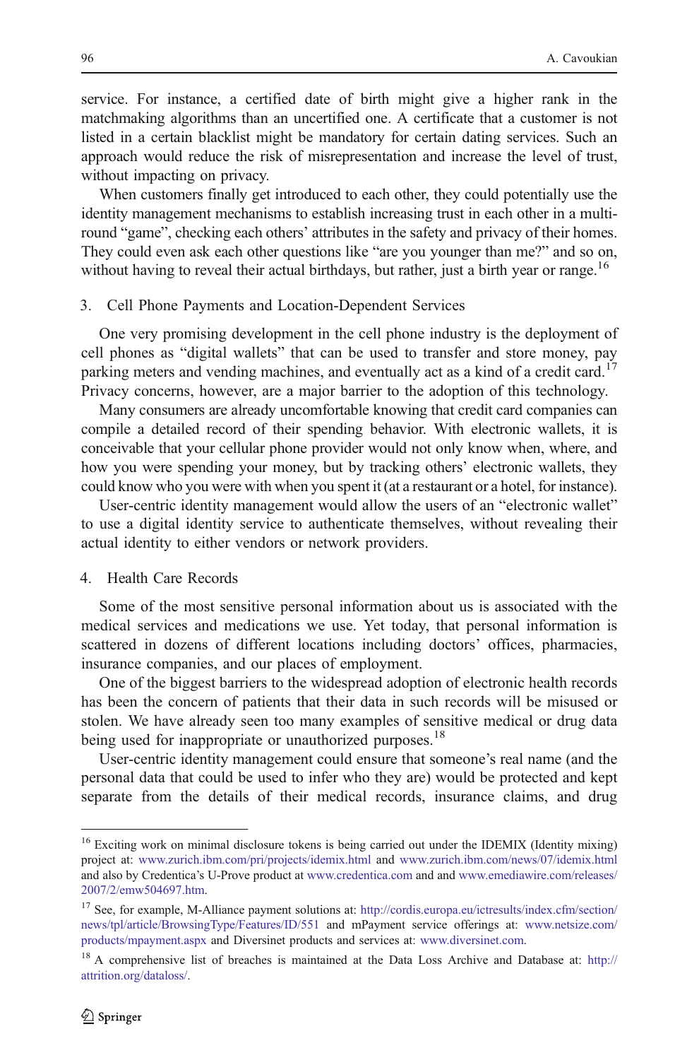service. For instance, a certified date of birth might give a higher rank in the matchmaking algorithms than an uncertified one. A certificate that a customer is not listed in a certain blacklist might be mandatory for certain dating services. Such an approach would reduce the risk of misrepresentation and increase the level of trust, without impacting on privacy.

When customers finally get introduced to each other, they could potentially use the identity management mechanisms to establish increasing trust in each other in a multi-round "game", checking each others' attributes in the safety and privacy of their homes. They could even ask each other questions like "are you younger than me?" and so on, without having to reveal their actual birthdays, but rather, just a birth year or range.[16]

3. Cell Phone Payments and Location-Dependent Services

One very promising development in the cell phone industry is the deployment of cell phones as "digital wallets" that can be used to transfer and store money, pay parking meters and vending machines, and eventually act as a kind of a credit card.[17] Privacy concerns, however, are a major barrier to the adoption of this technology.

Many consumers are already uncomfortable knowing that credit card companies can compile a detailed record of their spending behavior. With electronic wallets, it is conceivable that your cellular phone provider would not only know when, where, and how you were spending your money, but by tracking others' electronic wallets, they could know who you were with when you spent it (at a restaurant or a hotel, for instance).

User-centric identity management would allow the users of an "electronic wallet" to use a digital identity service to authenticate themselves, without revealing their actual identity to either vendors or network providers.

4. Health Care Records

Some of the most sensitive personal information about us is associated with the medical services and medications we use. Yet today, that personal information is scattered in dozens of different locations including doctors' offices, pharmacies, insurance companies, and our places of employment.

One of the biggest barriers to the widespread adoption of electronic health records has been the concern of patients that their data in such records will be misused or stolen. We have already seen too many examples of sensitive medical or drug data being used for inappropriate or unauthorized purposes.[18]

User-centric identity management could ensure that someone's real name (and the personal data that could be used to infer who they are) would be protected and kept separate from the details of their medical records, insurance claims, and drug

---

[16] Exciting work on minimal disclosure tokens is being carried out under the IDEMIX (Identity mixing) project at: www.zurich.ibm.com/pri/projects/idemix.html and www.zurich.ibm.com/news/07/idemix.html and also by Credentica's U-Prove product at www.credentica.com and and www.emediawire.com/releases/2007/2/emw504697.htm.

[17] See, for example, M-Alliance payment solutions at: http://cordis.europa.eu/ictresults/index.cfm/section/news/tpl/article/BrowsingType/Features/ID/551 and mPayment service offerings at: www.netsize.com/products/mpayment.aspx and Diversinet products and services at: www.diversinet.com.

[18] A comprehensive list of breaches is maintained at the Data Loss Archive and Database at: http://attrition.org/dataloss/.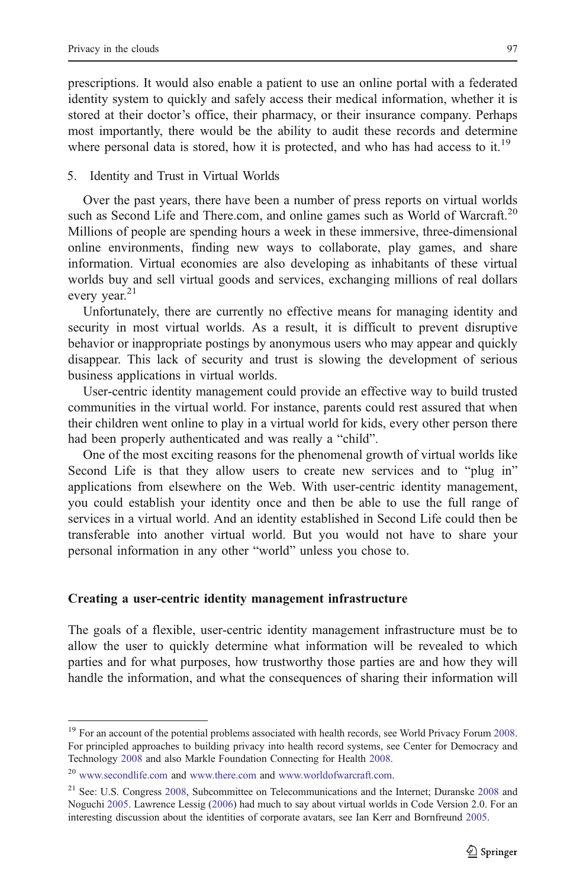prescriptions. It would also enable a patient to use an online portal with a federated identity system to quickly and safely access their medical information, whether it is stored at their doctor's office, their pharmacy, or their insurance company. Perhaps most importantly, there would be the ability to audit these records and determine where personal data is stored, how it is protected, and who has had access to it.[19]

5. Identity and Trust in Virtual Worlds

Over the past years, there have been a number of press reports on virtual worlds such as Second Life and There.com, and online games such as World of Warcraft.[20] Millions of people are spending hours a week in these immersive, three-dimensional online environments, finding new ways to collaborate, play games, and share information. Virtual economies are also developing as inhabitants of these virtual worlds buy and sell virtual goods and services, exchanging millions of real dollars every year.[21]

Unfortunately, there are currently no effective means for managing identity and security in most virtual worlds. As a result, it is difficult to prevent disruptive behavior or inappropriate postings by anonymous users who may appear and quickly disappear. This lack of security and trust is slowing the development of serious business applications in virtual worlds.

User-centric identity management could provide an effective way to build trusted communities in the virtual world. For instance, parents could rest assured that when their children went online to play in a virtual world for kids, every other person there had been properly authenticated and was really a "child".

One of the most exciting reasons for the phenomenal growth of virtual worlds like Second Life is that they allow users to create new services and to "plug in" applications from elsewhere on the Web. With user-centric identity management, you could establish your identity once and then be able to use the full range of services in a virtual world. And an identity established in Second Life could then be transferable into another virtual world. But you would not have to share your personal information in any other "world" unless you chose to.

## Creating a user-centric identity management infrastructure

The goals of a flexible, user-centric identity management infrastructure must be to allow the user to quickly determine what information will be revealed to which parties and for what purposes, how trustworthy those parties are and how they will handle the information, and what the consequences of sharing their information will

---

[19] For an account of the potential problems associated with health records, see World Privacy Forum 2008. For principled approaches to building privacy into health record systems, see Center for Democracy and Technology 2008 and also Markle Foundation Connecting for Health 2008.

[20] www.secondlife.com and www.there.com and www.worldofwarcraft.com.

[21] See: U.S. Congress 2008, Subcommittee on Telecommunications and the Internet; Duranske 2008 and Noguchi 2005. Lawrence Lessig (2006) had much to say about virtual worlds in Code Version 2.0. For an interesting discussion about the identities of corporate avatars, see Ian Kerr and Bornfreund 2005.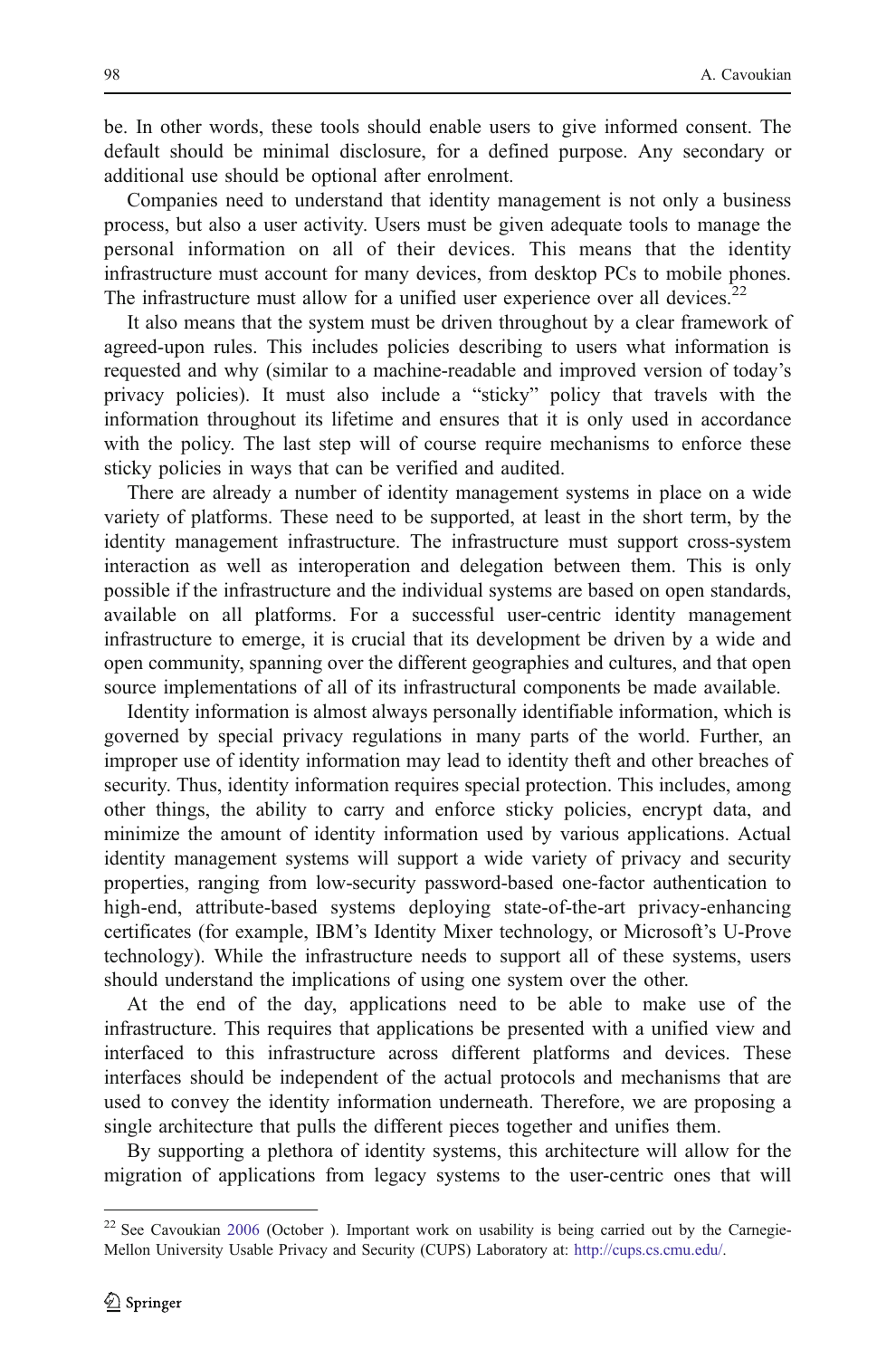be. In other words, these tools should enable users to give informed consent. The default should be minimal disclosure, for a defined purpose. Any secondary or additional use should be optional after enrolment.

Companies need to understand that identity management is not only a business process, but also a user activity. Users must be given adequate tools to manage the personal information on all of their devices. This means that the identity infrastructure must account for many devices, from desktop PCs to mobile phones. The infrastructure must allow for a unified user experience over all devices.[22]

It also means that the system must be driven throughout by a clear framework of agreed-upon rules. This includes policies describing to users what information is requested and why (similar to a machine-readable and improved version of today's privacy policies). It must also include a "sticky" policy that travels with the information throughout its lifetime and ensures that it is only used in accordance with the policy. The last step will of course require mechanisms to enforce these sticky policies in ways that can be verified and audited.

There are already a number of identity management systems in place on a wide variety of platforms. These need to be supported, at least in the short term, by the identity management infrastructure. The infrastructure must support cross-system interaction as well as interoperation and delegation between them. This is only possible if the infrastructure and the individual systems are based on open standards, available on all platforms. For a successful user-centric identity management infrastructure to emerge, it is crucial that its development be driven by a wide and open community, spanning over the different geographies and cultures, and that open source implementations of all of its infrastructural components be made available.

Identity information is almost always personally identifiable information, which is governed by special privacy regulations in many parts of the world. Further, an improper use of identity information may lead to identity theft and other breaches of security. Thus, identity information requires special protection. This includes, among other things, the ability to carry and enforce sticky policies, encrypt data, and minimize the amount of identity information used by various applications. Actual identity management systems will support a wide variety of privacy and security properties, ranging from low-security password-based one-factor authentication to high-end, attribute-based systems deploying state-of-the-art privacy-enhancing certificates (for example, IBM's Identity Mixer technology, or Microsoft's U-Prove technology). While the infrastructure needs to support all of these systems, users should understand the implications of using one system over the other.

At the end of the day, applications need to be able to make use of the infrastructure. This requires that applications be presented with a unified view and interfaced to this infrastructure across different platforms and devices. These interfaces should be independent of the actual protocols and mechanisms that are used to convey the identity information underneath. Therefore, we are proposing a single architecture that pulls the different pieces together and unifies them.

By supporting a plethora of identity systems, this architecture will allow for the migration of applications from legacy systems to the user-centric ones that will

---

[22] See Cavoukian 2006 (October ). Important work on usability is being carried out by the Carnegie-Mellon University Usable Privacy and Security (CUPS) Laboratory at: http://cups.cs.cmu.edu/.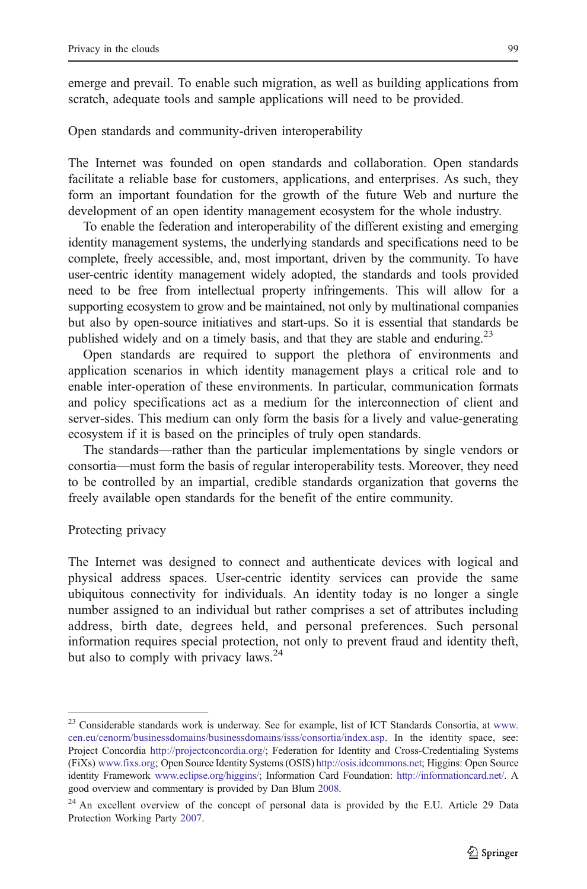emerge and prevail. To enable such migration, as well as building applications from scratch, adequate tools and sample applications will need to be provided.

## Open standards and community-driven interoperability

The Internet was founded on open standards and collaboration. Open standards facilitate a reliable base for customers, applications, and enterprises. As such, they form an important foundation for the growth of the future Web and nurture the development of an open identity management ecosystem for the whole industry.

To enable the federation and interoperability of the different existing and emerging identity management systems, the underlying standards and specifications need to be complete, freely accessible, and, most important, driven by the community. To have user-centric identity management widely adopted, the standards and tools provided need to be free from intellectual property infringements. This will allow for a supporting ecosystem to grow and be maintained, not only by multinational companies but also by open-source initiatives and start-ups. So it is essential that standards be published widely and on a timely basis, and that they are stable and enduring.[23]

Open standards are required to support the plethora of environments and application scenarios in which identity management plays a critical role and to enable inter-operation of these environments. In particular, communication formats and policy specifications act as a medium for the interconnection of client and server-sides. This medium can only form the basis for a lively and value-generating ecosystem if it is based on the principles of truly open standards.

The standards—rather than the particular implementations by single vendors or consortia—must form the basis of regular interoperability tests. Moreover, they need to be controlled by an impartial, credible standards organization that governs the freely available open standards for the benefit of the entire community.

## Protecting privacy

The Internet was designed to connect and authenticate devices with logical and physical address spaces. User-centric identity services can provide the same ubiquitous connectivity for individuals. An identity today is no longer a single number assigned to an individual but rather comprises a set of attributes including address, birth date, degrees held, and personal preferences. Such personal information requires special protection, not only to prevent fraud and identity theft, but also to comply with privacy laws.[24]

---

[23] Considerable standards work is underway. See for example, list of ICT Standards Consortia, at www.cen.eu/cenorm/businessdomains/businessdomains/isss/consortia/index.asp. In the identity space, see: Project Concordia http://projectconcordia.org/; Federation for Identity and Cross-Credentialing Systems (FiXs) www.fixs.org; Open Source Identity Systems (OSIS) http://osis.idcommons.net; Higgins: Open Source identity Framework www.eclipse.org/higgins/; Information Card Foundation: http://informationcard.net/. A good overview and commentary is provided by Dan Blum 2008.

[24] An excellent overview of the concept of personal data is provided by the E.U. Article 29 Data Protection Working Party 2007.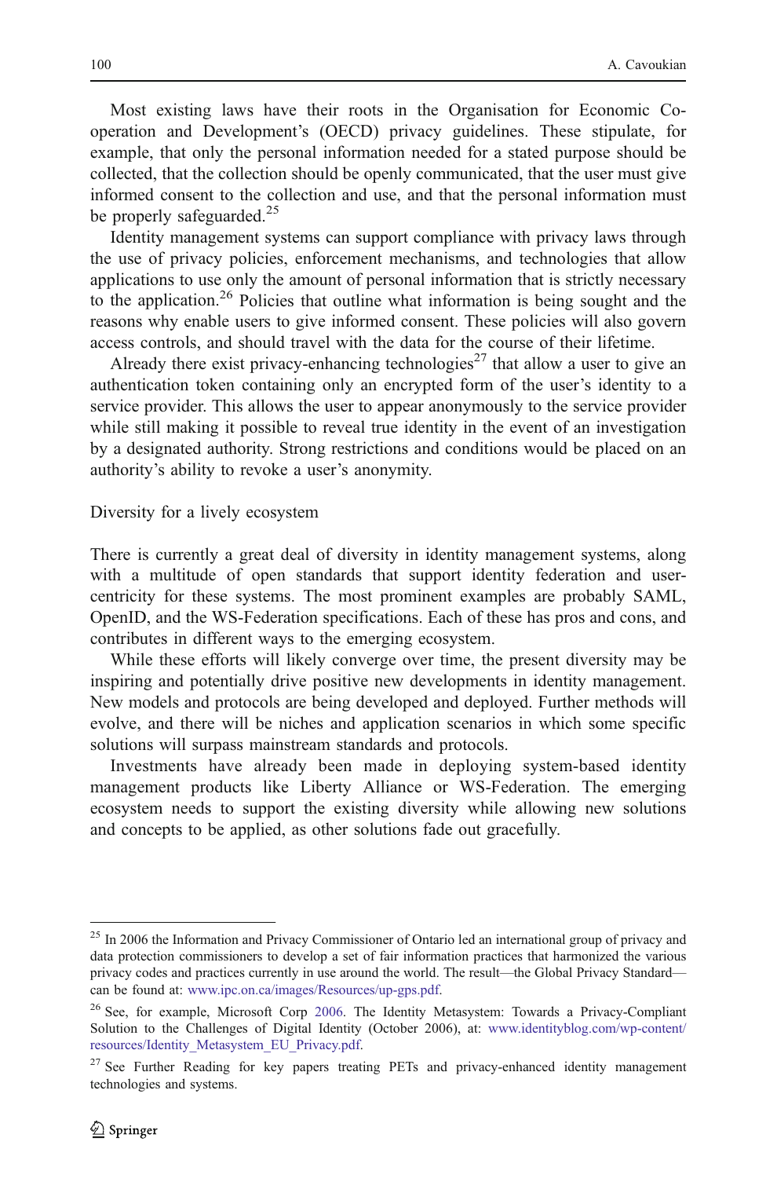Most existing laws have their roots in the Organisation for Economic Co-operation and Development's (OECD) privacy guidelines. These stipulate, for example, that only the personal information needed for a stated purpose should be collected, that the collection should be openly communicated, that the user must give informed consent to the collection and use, and that the personal information must be properly safeguarded.[25]

Identity management systems can support compliance with privacy laws through the use of privacy policies, enforcement mechanisms, and technologies that allow applications to use only the amount of personal information that is strictly necessary to the application.[26] Policies that outline what information is being sought and the reasons why enable users to give informed consent. These policies will also govern access controls, and should travel with the data for the course of their lifetime.

Already there exist privacy-enhancing technologies[27] that allow a user to give an authentication token containing only an encrypted form of the user's identity to a service provider. This allows the user to appear anonymously to the service provider while still making it possible to reveal true identity in the event of an investigation by a designated authority. Strong restrictions and conditions would be placed on an authority's ability to revoke a user's anonymity.

## Diversity for a lively ecosystem

There is currently a great deal of diversity in identity management systems, along with a multitude of open standards that support identity federation and user-centricity for these systems. The most prominent examples are probably SAML, OpenID, and the WS-Federation specifications. Each of these has pros and cons, and contributes in different ways to the emerging ecosystem.

While these efforts will likely converge over time, the present diversity may be inspiring and potentially drive positive new developments in identity management. New models and protocols are being developed and deployed. Further methods will evolve, and there will be niches and application scenarios in which some specific solutions will surpass mainstream standards and protocols.

Investments have already been made in deploying system-based identity management products like Liberty Alliance or WS-Federation. The emerging ecosystem needs to support the existing diversity while allowing new solutions and concepts to be applied, as other solutions fade out gracefully.

---

[25] In 2006 the Information and Privacy Commissioner of Ontario led an international group of privacy and data protection commissioners to develop a set of fair information practices that harmonized the various privacy codes and practices currently in use around the world. The result—the Global Privacy Standard—can be found at: www.ipc.on.ca/images/Resources/up-gps.pdf.

[26] See, for example, Microsoft Corp 2006. The Identity Metasystem: Towards a Privacy-Compliant Solution to the Challenges of Digital Identity (October 2006), at: www.identityblog.com/wp-content/resources/Identity_Metasystem_EU_Privacy.pdf.

[27] See Further Reading for key papers treating PETs and privacy-enhanced identity management technologies and systems.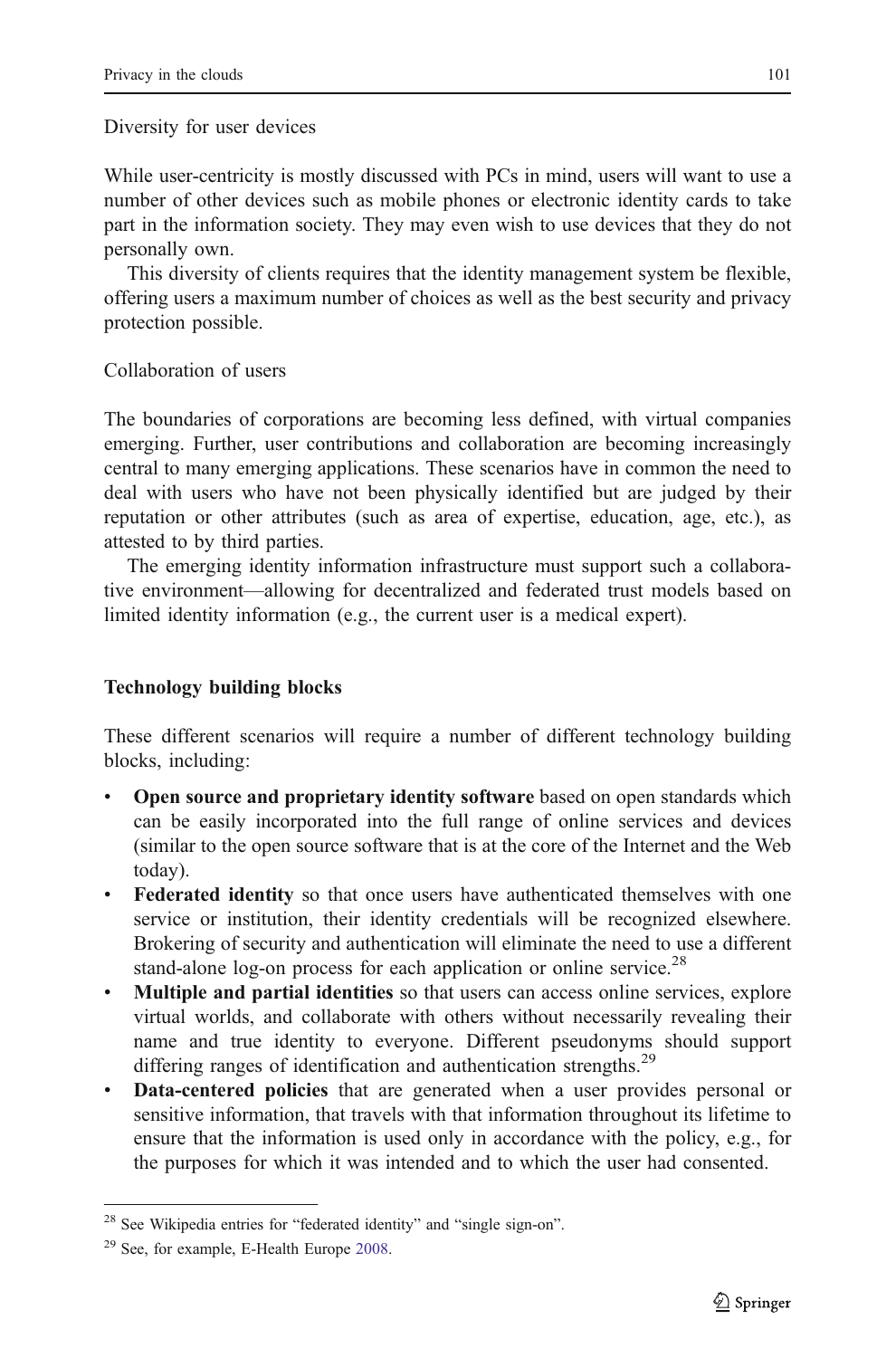Diversity for user devices

While user-centricity is mostly discussed with PCs in mind, users will want to use a number of other devices such as mobile phones or electronic identity cards to take part in the information society. They may even wish to use devices that they do not personally own.

This diversity of clients requires that the identity management system be flexible, offering users a maximum number of choices as well as the best security and privacy protection possible.

Collaboration of users

The boundaries of corporations are becoming less defined, with virtual companies emerging. Further, user contributions and collaboration are becoming increasingly central to many emerging applications. These scenarios have in common the need to deal with users who have not been physically identified but are judged by their reputation or other attributes (such as area of expertise, education, age, etc.), as attested to by third parties.

The emerging identity information infrastructure must support such a collaborative environment—allowing for decentralized and federated trust models based on limited identity information (e.g., the current user is a medical expert).

## Technology building blocks

These different scenarios will require a number of different technology building blocks, including:

- **Open source and proprietary identity software** based on open standards which can be easily incorporated into the full range of online services and devices (similar to the open source software that is at the core of the Internet and the Web today).
- **Federated identity** so that once users have authenticated themselves with one service or institution, their identity credentials will be recognized elsewhere. Brokering of security and authentication will eliminate the need to use a different stand-alone log-on process for each application or online service.[28]
- **Multiple and partial identities** so that users can access online services, explore virtual worlds, and collaborate with others without necessarily revealing their name and true identity to everyone. Different pseudonyms should support differing ranges of identification and authentication strengths.[29]
- **Data-centered policies** that are generated when a user provides personal or sensitive information, that travels with that information throughout its lifetime to ensure that the information is used only in accordance with the policy, e.g., for the purposes for which it was intended and to which the user had consented.

---

[28] See Wikipedia entries for "federated identity" and "single sign-on".

[29] See, for example, E-Health Europe 2008.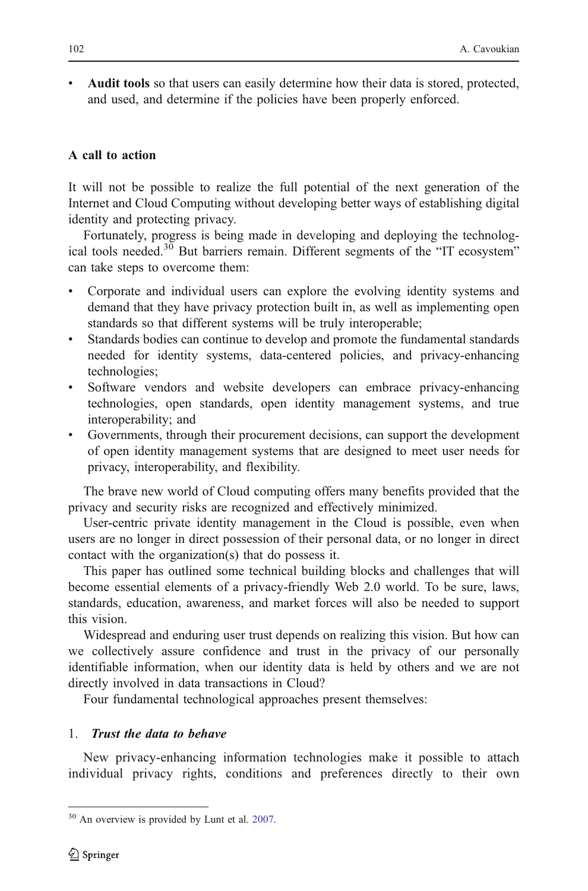- **Audit tools** so that users can easily determine how their data is stored, protected, and used, and determine if the policies have been properly enforced.

### A call to action

It will not be possible to realize the full potential of the next generation of the Internet and Cloud Computing without developing better ways of establishing digital identity and protecting privacy.

Fortunately, progress is being made in developing and deploying the technological tools needed.[30] But barriers remain. Different segments of the "IT ecosystem" can take steps to overcome them:

- Corporate and individual users can explore the evolving identity systems and demand that they have privacy protection built in, as well as implementing open standards so that different systems will be truly interoperable;
- Standards bodies can continue to develop and promote the fundamental standards needed for identity systems, data-centered policies, and privacy-enhancing technologies;
- Software vendors and website developers can embrace privacy-enhancing technologies, open standards, open identity management systems, and true interoperability; and
- Governments, through their procurement decisions, can support the development of open identity management systems that are designed to meet user needs for privacy, interoperability, and flexibility.

The brave new world of Cloud computing offers many benefits provided that the privacy and security risks are recognized and effectively minimized.

User-centric private identity management in the Cloud is possible, even when users are no longer in direct possession of their personal data, or no longer in direct contact with the organization(s) that do possess it.

This paper has outlined some technical building blocks and challenges that will become essential elements of a privacy-friendly Web 2.0 world. To be sure, laws, standards, education, awareness, and market forces will also be needed to support this vision.

Widespread and enduring user trust depends on realizing this vision. But how can we collectively assure confidence and trust in the privacy of our personally identifiable information, when our identity data is held by others and we are not directly involved in data transactions in Cloud?

Four fundamental technological approaches present themselves:

1. ***Trust the data to behave***

New privacy-enhancing information technologies make it possible to attach individual privacy rights, conditions and preferences directly to their own

[30] An overview is provided by Lunt et al. 2007.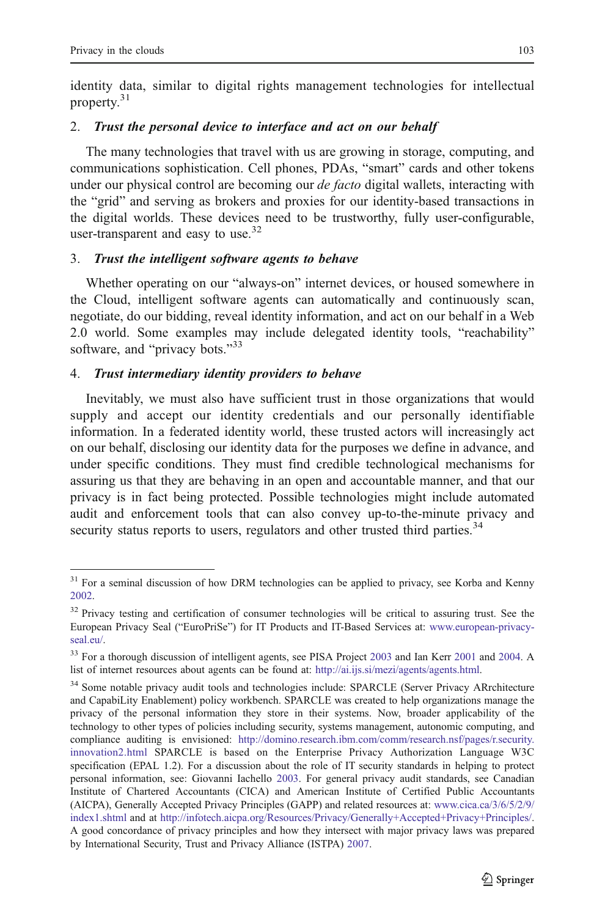identity data, similar to digital rights management technologies for intellectual property.[31]

2. ***Trust the personal device to interface and act on our behalf***

The many technologies that travel with us are growing in storage, computing, and communications sophistication. Cell phones, PDAs, “smart” cards and other tokens under our physical control are becoming our *de facto* digital wallets, interacting with the “grid” and serving as brokers and proxies for our identity-based transactions in the digital worlds. These devices need to be trustworthy, fully user-configurable, user-transparent and easy to use.[32]

3. ***Trust the intelligent software agents to behave***

Whether operating on our “always-on” internet devices, or housed somewhere in the Cloud, intelligent software agents can automatically and continuously scan, negotiate, do our bidding, reveal identity information, and act on our behalf in a Web 2.0 world. Some examples may include delegated identity tools, “reachability” software, and “privacy bots.”[33]

4. ***Trust intermediary identity providers to behave***

Inevitably, we must also have sufficient trust in those organizations that would supply and accept our identity credentials and our personally identifiable information. In a federated identity world, these trusted actors will increasingly act on our behalf, disclosing our identity data for the purposes we define in advance, and under specific conditions. They must find credible technological mechanisms for assuring us that they are behaving in an open and accountable manner, and that our privacy is in fact being protected. Possible technologies might include automated audit and enforcement tools that can also convey up-to-the-minute privacy and security status reports to users, regulators and other trusted third parties.[34]

---

[31] For a seminal discussion of how DRM technologies can be applied to privacy, see Korba and Kenny 2002.

[32] Privacy testing and certification of consumer technologies will be critical to assuring trust. See the European Privacy Seal (“EuroPriSe”) for IT Products and IT-Based Services at: www.european-privacy-seal.eu/.

[33] For a thorough discussion of intelligent agents, see PISA Project 2003 and Ian Kerr 2001 and 2004. A list of internet resources about agents can be found at: http://ai.ijs.si/mezi/agents/agents.html.

[34] Some notable privacy audit tools and technologies include: SPARCLE (Server Privacy ARrchitecture and CapabiLity Enablement) policy workbench. SPARCLE was created to help organizations manage the privacy of the personal information they store in their systems. Now, broader applicability of the technology to other types of policies including security, systems management, autonomic computing, and compliance auditing is envisioned: http://domino.research.ibm.com/comm/research.nsf/pages/r.security.innovation2.html SPARCLE is based on the Enterprise Privacy Authorization Language W3C specification (EPAL 1.2). For a discussion about the role of IT security standards in helping to protect personal information, see: Giovanni Iachello 2003. For general privacy audit standards, see Canadian Institute of Chartered Accountants (CICA) and American Institute of Certified Public Accountants (AICPA), Generally Accepted Privacy Principles (GAPP) and related resources at: www.cica.ca/3/6/5/2/9/index1.shtml and at http://infotech.aicpa.org/Resources/Privacy/Generally+Accepted+Privacy+Principles/. A good concordance of privacy principles and how they intersect with major privacy laws was prepared by International Security, Trust and Privacy Alliance (ISTPA) 2007.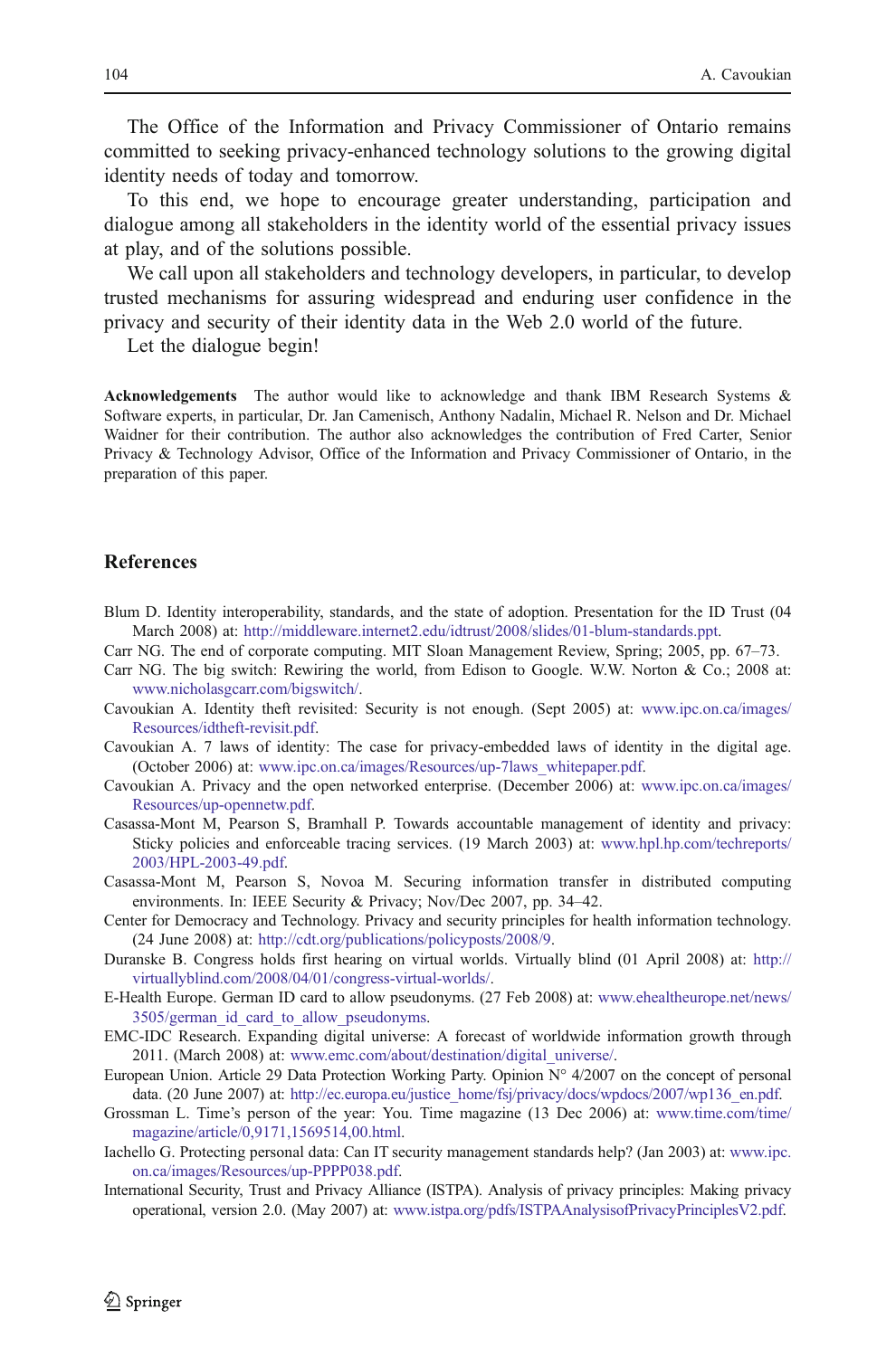The Office of the Information and Privacy Commissioner of Ontario remains committed to seeking privacy-enhanced technology solutions to the growing digital identity needs of today and tomorrow.

To this end, we hope to encourage greater understanding, participation and dialogue among all stakeholders in the identity world of the essential privacy issues at play, and of the solutions possible.

We call upon all stakeholders and technology developers, in particular, to develop trusted mechanisms for assuring widespread and enduring user confidence in the privacy and security of their identity data in the Web 2.0 world of the future.

Let the dialogue begin!

**Acknowledgements** The author would like to acknowledge and thank IBM Research Systems & Software experts, in particular, Dr. Jan Camenisch, Anthony Nadalin, Michael R. Nelson and Dr. Michael Waidner for their contribution. The author also acknowledges the contribution of Fred Carter, Senior Privacy & Technology Advisor, Office of the Information and Privacy Commissioner of Ontario, in the preparation of this paper.

## References

Blum D. Identity interoperability, standards, and the state of adoption. Presentation for the ID Trust (04 March 2008) at: http://middleware.internet2.edu/idtrust/2008/slides/01-blum-standards.ppt.

Carr NG. The end of corporate computing. MIT Sloan Management Review, Spring; 2005, pp. 67–73.

Carr NG. The big switch: Rewiring the world, from Edison to Google. W.W. Norton & Co.; 2008 at: www.nicholasgcarr.com/bigswitch/.

Cavoukian A. Identity theft revisited: Security is not enough. (Sept 2005) at: www.ipc.on.ca/images/Resources/idtheft-revisit.pdf.

Cavoukian A. 7 laws of identity: The case for privacy-embedded laws of identity in the digital age. (October 2006) at: www.ipc.on.ca/images/Resources/up-7laws_whitepaper.pdf.

Cavoukian A. Privacy and the open networked enterprise. (December 2006) at: www.ipc.on.ca/images/Resources/up-opennetw.pdf.

Casassa-Mont M, Pearson S, Bramhall P. Towards accountable management of identity and privacy: Sticky policies and enforceable tracing services. (19 March 2003) at: www.hpl.hp.com/techreports/2003/HPL-2003-49.pdf.

Casassa-Mont M, Pearson S, Novoa M. Securing information transfer in distributed computing environments. In: IEEE Security & Privacy; Nov/Dec 2007, pp. 34–42.

Center for Democracy and Technology. Privacy and security principles for health information technology. (24 June 2008) at: http://cdt.org/publications/policyposts/2008/9.

Duranske B. Congress holds first hearing on virtual worlds. Virtually blind (01 April 2008) at: http://virtuallyblind.com/2008/04/01/congress-virtual-worlds/.

E-Health Europe. German ID card to allow pseudonyms. (27 Feb 2008) at: www.ehealtheurope.net/news/3505/german_id_card_to_allow_pseudonyms.

EMC-IDC Research. Expanding digital universe: A forecast of worldwide information growth through 2011. (March 2008) at: www.emc.com/about/destination/digital_universe/.

European Union. Article 29 Data Protection Working Party. Opinion N° 4/2007 on the concept of personal data. (20 June 2007) at: http://ec.europa.eu/justice_home/fsj/privacy/docs/wpdocs/2007/wp136_en.pdf.

Grossman L. Time's person of the year: You. Time magazine (13 Dec 2006) at: www.time.com/time/magazine/article/0,9171,1569514,00.html.

Iachello G. Protecting personal data: Can IT security management standards help? (Jan 2003) at: www.ipc.on.ca/images/Resources/up-PPPP038.pdf.

International Security, Trust and Privacy Alliance (ISTPA). Analysis of privacy principles: Making privacy operational, version 2.0. (May 2007) at: www.istpa.org/pdfs/ISTPAAnalysisofPrivacyPrinciplesV2.pdf.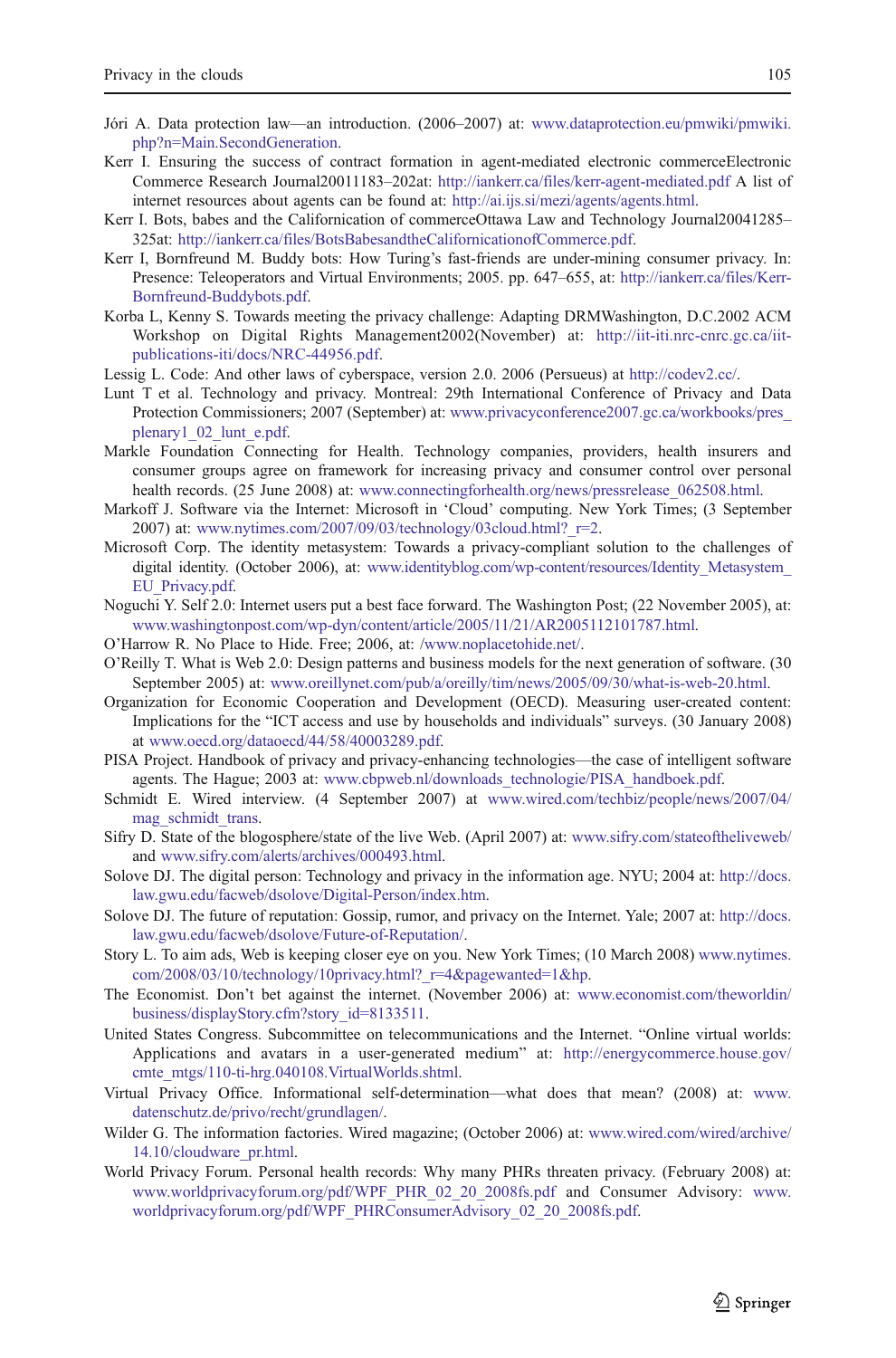Jóri A. Data protection law—an introduction. (2006–2007) at: www.dataprotection.eu/pmwiki/pmwiki.php?n=Main.SecondGeneration.

Kerr I. Ensuring the success of contract formation in agent-mediated electronic commerceElectronic Commerce Research Journal20011183–202at: http://iankerr.ca/files/kerr-agent-mediated.pdf A list of internet resources about agents can be found at: http://ai.ijs.si/mezi/agents/agents.html.

Kerr I. Bots, babes and the Californication of commerceOttawa Law and Technology Journal20041285–325at: http://iankerr.ca/files/BotsBabesandtheCalifornicationofCommerce.pdf.

Kerr I, Bornfreund M. Buddy bots: How Turing's fast-friends are under-mining consumer privacy. In: Presence: Teleoperators and Virtual Environments; 2005. pp. 647–655, at: http://iankerr.ca/files/Kerr-Bornfreund-Buddybots.pdf.

Korba L, Kenny S. Towards meeting the privacy challenge: Adapting DRMWashington, D.C.2002 ACM Workshop on Digital Rights Management2002(November) at: http://iit-iti.nrc-cnrc.gc.ca/iit-publications-iti/docs/NRC-44956.pdf.

Lessig L. Code: And other laws of cyberspace, version 2.0. 2006 (Persueus) at http://codev2.cc/.

Lunt T et al. Technology and privacy. Montreal: 29th International Conference of Privacy and Data Protection Commissioners; 2007 (September) at: www.privacyconference2007.gc.ca/workbooks/pres_plenary1_02_lunt_e.pdf.

Markle Foundation Connecting for Health. Technology companies, providers, health insurers and consumer groups agree on framework for increasing privacy and consumer control over personal health records. (25 June 2008) at: www.connectingforhealth.org/news/pressrelease_062508.html.

Markoff J. Software via the Internet: Microsoft in 'Cloud' computing. New York Times; (3 September 2007) at: www.nytimes.com/2007/09/03/technology/03cloud.html?_r=2.

Microsoft Corp. The identity metasystem: Towards a privacy-compliant solution to the challenges of digital identity. (October 2006), at: www.identityblog.com/wp-content/resources/Identity_Metasystem_EU_Privacy.pdf.

Noguchi Y. Self 2.0: Internet users put a best face forward. The Washington Post; (22 November 2005), at: www.washingtonpost.com/wp-dyn/content/article/2005/11/21/AR2005112101787.html.

O'Harrow R. No Place to Hide. Free; 2006, at: /www.noplacetohide.net/.

O'Reilly T. What is Web 2.0: Design patterns and business models for the next generation of software. (30 September 2005) at: www.oreillynet.com/pub/a/oreilly/tim/news/2005/09/30/what-is-web-20.html.

Organization for Economic Cooperation and Development (OECD). Measuring user-created content: Implications for the "ICT access and use by households and individuals" surveys. (30 January 2008) at www.oecd.org/dataoecd/44/58/40003289.pdf.

PISA Project. Handbook of privacy and privacy-enhancing technologies—the case of intelligent software agents. The Hague; 2003 at: www.cbpweb.nl/downloads_technologie/PISA_handboek.pdf.

Schmidt E. Wired interview. (4 September 2007) at www.wired.com/techbiz/people/news/2007/04/mag_schmidt_trans.

Sifry D. State of the blogosphere/state of the live Web. (April 2007) at: www.sifry.com/stateoftheliveweb/ and www.sifry.com/alerts/archives/000493.html.

Solove DJ. The digital person: Technology and privacy in the information age. NYU; 2004 at: http://docs.law.gwu.edu/facweb/dsolove/Digital-Person/index.htm.

Solove DJ. The future of reputation: Gossip, rumor, and privacy on the Internet. Yale; 2007 at: http://docs.law.gwu.edu/facweb/dsolove/Future-of-Reputation/.

Story L. To aim ads, Web is keeping closer eye on you. New York Times; (10 March 2008) www.nytimes.com/2008/03/10/technology/10privacy.html?_r=4&pagewanted=1&hp.

The Economist. Don't bet against the internet. (November 2006) at: www.economist.com/theworldin/business/displayStory.cfm?story_id=8133511.

United States Congress. Subcommittee on telecommunications and the Internet. "Online virtual worlds: Applications and avatars in a user-generated medium" at: http://energycommerce.house.gov/cmte_mtgs/110-ti-hrg.040108.VirtualWorlds.shtml.

Virtual Privacy Office. Informational self-determination—what does that mean? (2008) at: www.datenschutz.de/privo/recht/grundlagen/.

Wilder G. The information factories. Wired magazine; (October 2006) at: www.wired.com/wired/archive/14.10/cloudware_pr.html.

World Privacy Forum. Personal health records: Why many PHRs threaten privacy. (February 2008) at: www.worldprivacyforum.org/pdf/WPF_PHR_02_20_2008fs.pdf and Consumer Advisory: www.worldprivacyforum.org/pdf/WPF_PHRConsumerAdvisory_02_20_2008fs.pdf.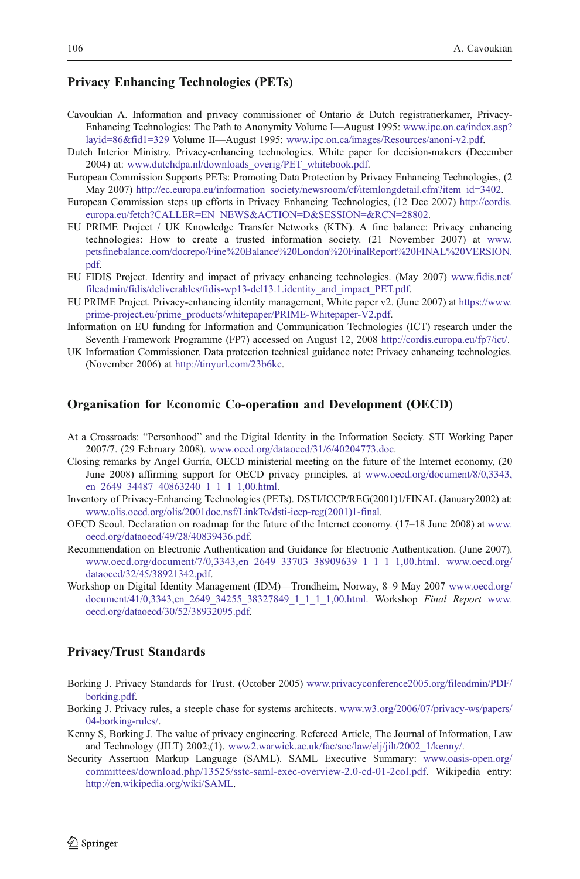## Privacy Enhancing Technologies (PETs)

Cavoukian A. Information and privacy commissioner of Ontario & Dutch registratierkamer, Privacy-Enhancing Technologies: The Path to Anonymity Volume I—August 1995: www.ipc.on.ca/index.asp?layid=86&fid1=329 Volume II—August 1995: www.ipc.on.ca/images/Resources/anoni-v2.pdf.

Dutch Interior Ministry. Privacy-enhancing technologies. White paper for decision-makers (December 2004) at: www.dutchdpa.nl/downloads_overig/PET_whitebook.pdf.

European Commission Supports PETs: Promoting Data Protection by Privacy Enhancing Technologies, (2 May 2007) http://ec.europa.eu/information_society/newsroom/cf/itemlongdetail.cfm?item_id=3402.

European Commission steps up efforts in Privacy Enhancing Technologies, (12 Dec 2007) http://cordis.europa.eu/fetch?CALLER=EN_NEWS&ACTION=D&SESSION=&RCN=28802.

EU PRIME Project / UK Knowledge Transfer Networks (KTN). A fine balance: Privacy enhancing technologies: How to create a trusted information society. (21 November 2007) at www.petsfinebalance.com/docrepo/Fine%20Balance%20London%20FinalReport%20FINAL%20VERSION.pdf.

EU FIDIS Project. Identity and impact of privacy enhancing technologies. (May 2007) www.fidis.net/fileadmin/fidis/deliverables/fidis-wp13-del13.1.identity_and_impact_PET.pdf.

EU PRIME Project. Privacy-enhancing identity management, White paper v2. (June 2007) at https://www.prime-project.eu/prime_products/whitepaper/PRIME-Whitepaper-V2.pdf.

Information on EU funding for Information and Communication Technologies (ICT) research under the Seventh Framework Programme (FP7) accessed on August 12, 2008 http://cordis.europa.eu/fp7/ict/.

UK Information Commissioner. Data protection technical guidance note: Privacy enhancing technologies. (November 2006) at http://tinyurl.com/23b6kc.

## Organisation for Economic Co-operation and Development (OECD)

At a Crossroads: "Personhood" and the Digital Identity in the Information Society. STI Working Paper 2007/7. (29 February 2008). www.oecd.org/dataoecd/31/6/40204773.doc.

Closing remarks by Angel Gurría, OECD ministerial meeting on the future of the Internet economy, (20 June 2008) affirming support for OECD privacy principles, at www.oecd.org/document/8/0,3343,en_2649_34487_40863240_1_1_1_1,00.html.

Inventory of Privacy-Enhancing Technologies (PETs). DSTI/ICCP/REG(2001)1/FINAL (January2002) at: www.olis.oecd.org/olis/2001doc.nsf/LinkTo/dsti-iccp-reg(2001)1-final.

OECD Seoul. Declaration on roadmap for the future of the Internet economy. (17–18 June 2008) at www.oecd.org/dataoecd/49/28/40839436.pdf.

Recommendation on Electronic Authentication and Guidance for Electronic Authentication. (June 2007). www.oecd.org/document/7/0,3343,en_2649_33703_38909639_1_1_1_1,00.html. www.oecd.org/dataoecd/32/45/38921342.pdf.

Workshop on Digital Identity Management (IDM)—Trondheim, Norway, 8–9 May 2007 www.oecd.org/document/41/0,3343,en_2649_34255_38327849_1_1_1_1,00.html. Workshop *Final Report* www.oecd.org/dataoecd/30/52/38932095.pdf.

## Privacy/Trust Standards

Borking J. Privacy Standards for Trust. (October 2005) www.privacyconference2005.org/fileadmin/PDF/borking.pdf.

Borking J. Privacy rules, a steeple chase for systems architects. www.w3.org/2006/07/privacy-ws/papers/04-borking-rules/.

Kenny S, Borking J. The value of privacy engineering. Refereed Article, The Journal of Information, Law and Technology (JILT) 2002;(1). www2.warwick.ac.uk/fac/soc/law/elj/jilt/2002_1/kenny/.

Security Assertion Markup Language (SAML). SAML Executive Summary: www.oasis-open.org/committees/download.php/13525/sstc-saml-exec-overview-2.0-cd-01-2col.pdf. Wikipedia entry: http://en.wikipedia.org/wiki/SAML.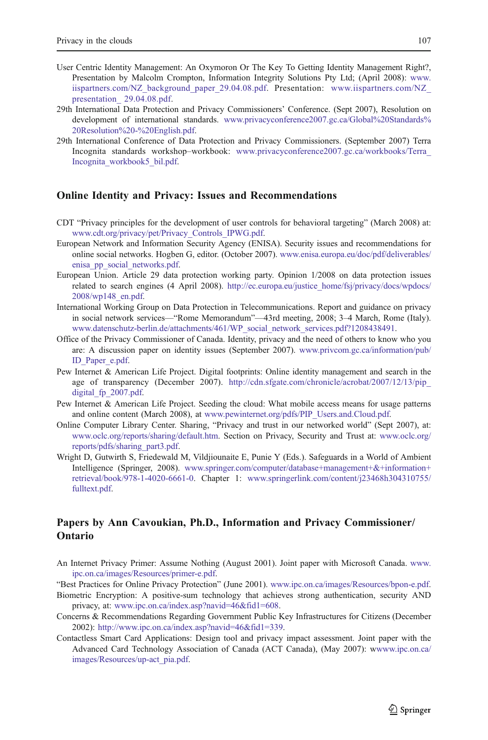User Centric Identity Management: An Oxymoron Or The Key To Getting Identity Management Right?, Presentation by Malcolm Crompton, Information Integrity Solutions Pty Ltd; (April 2008): www.iispartners.com/NZ_background_paper_29.04.08.pdf. Presentation: www.iispartners.com/NZ_presentation_ 29.04.08.pdf.

29th International Data Protection and Privacy Commissioners' Conference. (Sept 2007), Resolution on development of international standards. www.privacyconference2007.gc.ca/Global%20Standards%20Resolution%20-%20English.pdf.

29th International Conference of Data Protection and Privacy Commissioners. (September 2007) Terra Incognita standards workshop–workbook: www.privacyconference2007.gc.ca/workbooks/Terra_Incognita_workbook5_bil.pdf.

## Online Identity and Privacy: Issues and Recommendations

CDT "Privacy principles for the development of user controls for behavioral targeting" (March 2008) at: www.cdt.org/privacy/pet/Privacy_Controls_IPWG.pdf.

European Network and Information Security Agency (ENISA). Security issues and recommendations for online social networks. Hogben G, editor. (October 2007). www.enisa.europa.eu/doc/pdf/deliverables/enisa_pp_social_networks.pdf.

European Union. Article 29 data protection working party. Opinion 1/2008 on data protection issues related to search engines (4 April 2008). http://ec.europa.eu/justice_home/fsj/privacy/docs/wpdocs/2008/wp148_en.pdf.

International Working Group on Data Protection in Telecommunications. Report and guidance on privacy in social network services—"Rome Memorandum"—43rd meeting, 2008; 3–4 March, Rome (Italy). www.datenschutz-berlin.de/attachments/461/WP_social_network_services.pdf?1208438491.

Office of the Privacy Commissioner of Canada. Identity, privacy and the need of others to know who you are: A discussion paper on identity issues (September 2007). www.privcom.gc.ca/information/pub/ID_Paper_e.pdf.

Pew Internet & American Life Project. Digital footprints: Online identity management and search in the age of transparency (December 2007). http://cdn.sfgate.com/chronicle/acrobat/2007/12/13/pip_digital_fp_2007.pdf.

Pew Internet & American Life Project. Seeding the cloud: What mobile access means for usage patterns and online content (March 2008), at www.pewinternet.org/pdfs/PIP_Users.and.Cloud.pdf.

Online Computer Library Center. Sharing, "Privacy and trust in our networked world" (Sept 2007), at: www.oclc.org/reports/sharing/default.htm. Section on Privacy, Security and Trust at: www.oclc.org/reports/pdfs/sharing_part3.pdf.

Wright D, Gutwirth S, Friedewald M, Vildjiounaite E, Punie Y (Eds.). Safeguards in a World of Ambient Intelligence (Springer, 2008). www.springer.com/computer/database+management+&+information+retrieval/book/978-1-4020-6661-0. Chapter 1: www.springerlink.com/content/j23468h304310755/fulltext.pdf.

## Papers by Ann Cavoukian, Ph.D., Information and Privacy Commissioner/Ontario

An Internet Privacy Primer: Assume Nothing (August 2001). Joint paper with Microsoft Canada. www.ipc.on.ca/images/Resources/primer-e.pdf.

"Best Practices for Online Privacy Protection" (June 2001). www.ipc.on.ca/images/Resources/bpon-e.pdf.

Biometric Encryption: A positive-sum technology that achieves strong authentication, security AND privacy, at: www.ipc.on.ca/index.asp?navid=46&fid1=608.

Concerns & Recommendations Regarding Government Public Key Infrastructures for Citizens (December 2002): http://www.ipc.on.ca/index.asp?navid=46&fid1=339.

Contactless Smart Card Applications: Design tool and privacy impact assessment. Joint paper with the Advanced Card Technology Association of Canada (ACT Canada), (May 2007): wwww.ipc.on.ca/images/Resources/up-act_pia.pdf.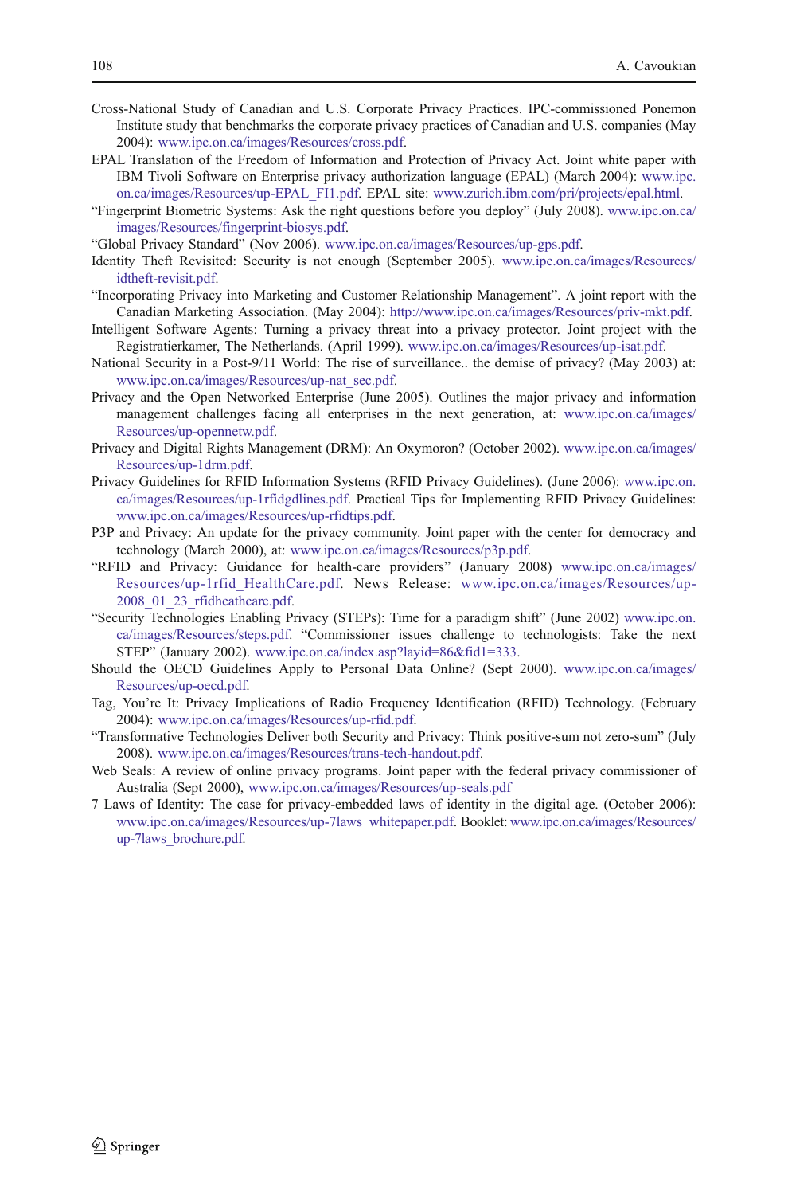Cross-National Study of Canadian and U.S. Corporate Privacy Practices. IPC-commissioned Ponemon Institute study that benchmarks the corporate privacy practices of Canadian and U.S. companies (May 2004): www.ipc.on.ca/images/Resources/cross.pdf.

EPAL Translation of the Freedom of Information and Protection of Privacy Act. Joint white paper with IBM Tivoli Software on Enterprise privacy authorization language (EPAL) (March 2004): www.ipc.on.ca/images/Resources/up-EPAL_FI1.pdf. EPAL site: www.zurich.ibm.com/pri/projects/epal.html.

"Fingerprint Biometric Systems: Ask the right questions before you deploy" (July 2008). www.ipc.on.ca/images/Resources/fingerprint-biosys.pdf.

"Global Privacy Standard" (Nov 2006). www.ipc.on.ca/images/Resources/up-gps.pdf.

Identity Theft Revisited: Security is not enough (September 2005). www.ipc.on.ca/images/Resources/idtheft-revisit.pdf.

"Incorporating Privacy into Marketing and Customer Relationship Management". A joint report with the Canadian Marketing Association. (May 2004): http://www.ipc.on.ca/images/Resources/priv-mkt.pdf.

Intelligent Software Agents: Turning a privacy threat into a privacy protector. Joint project with the Registratierkamer, The Netherlands. (April 1999). www.ipc.on.ca/images/Resources/up-isat.pdf.

National Security in a Post-9/11 World: The rise of surveillance.. the demise of privacy? (May 2003) at: www.ipc.on.ca/images/Resources/up-nat_sec.pdf.

Privacy and the Open Networked Enterprise (June 2005). Outlines the major privacy and information management challenges facing all enterprises in the next generation, at: www.ipc.on.ca/images/Resources/up-opennetw.pdf.

Privacy and Digital Rights Management (DRM): An Oxymoron? (October 2002). www.ipc.on.ca/images/Resources/up-1drm.pdf.

Privacy Guidelines for RFID Information Systems (RFID Privacy Guidelines). (June 2006): www.ipc.on.ca/images/Resources/up-1rfidgdlines.pdf. Practical Tips for Implementing RFID Privacy Guidelines: www.ipc.on.ca/images/Resources/up-rfidtips.pdf.

P3P and Privacy: An update for the privacy community. Joint paper with the center for democracy and technology (March 2000), at: www.ipc.on.ca/images/Resources/p3p.pdf.

"RFID and Privacy: Guidance for health-care providers" (January 2008) www.ipc.on.ca/images/Resources/up-1rfid_HealthCare.pdf. News Release: www.ipc.on.ca/images/Resources/up-2008_01_23_rfidheathcare.pdf.

"Security Technologies Enabling Privacy (STEPs): Time for a paradigm shift" (June 2002) www.ipc.on.ca/images/Resources/steps.pdf. "Commissioner issues challenge to technologists: Take the next STEP" (January 2002). www.ipc.on.ca/index.asp?layid=86&fid1=333.

Should the OECD Guidelines Apply to Personal Data Online? (Sept 2000). www.ipc.on.ca/images/Resources/up-oecd.pdf.

Tag, You're It: Privacy Implications of Radio Frequency Identification (RFID) Technology. (February 2004): www.ipc.on.ca/images/Resources/up-rfid.pdf.

"Transformative Technologies Deliver both Security and Privacy: Think positive-sum not zero-sum" (July 2008). www.ipc.on.ca/images/Resources/trans-tech-handout.pdf.

Web Seals: A review of online privacy programs. Joint paper with the federal privacy commissioner of Australia (Sept 2000), www.ipc.on.ca/images/Resources/up-seals.pdf

7 Laws of Identity: The case for privacy-embedded laws of identity in the digital age. (October 2006): www.ipc.on.ca/images/Resources/up-7laws_whitepaper.pdf. Booklet: www.ipc.on.ca/images/Resources/up-7laws_brochure.pdf.